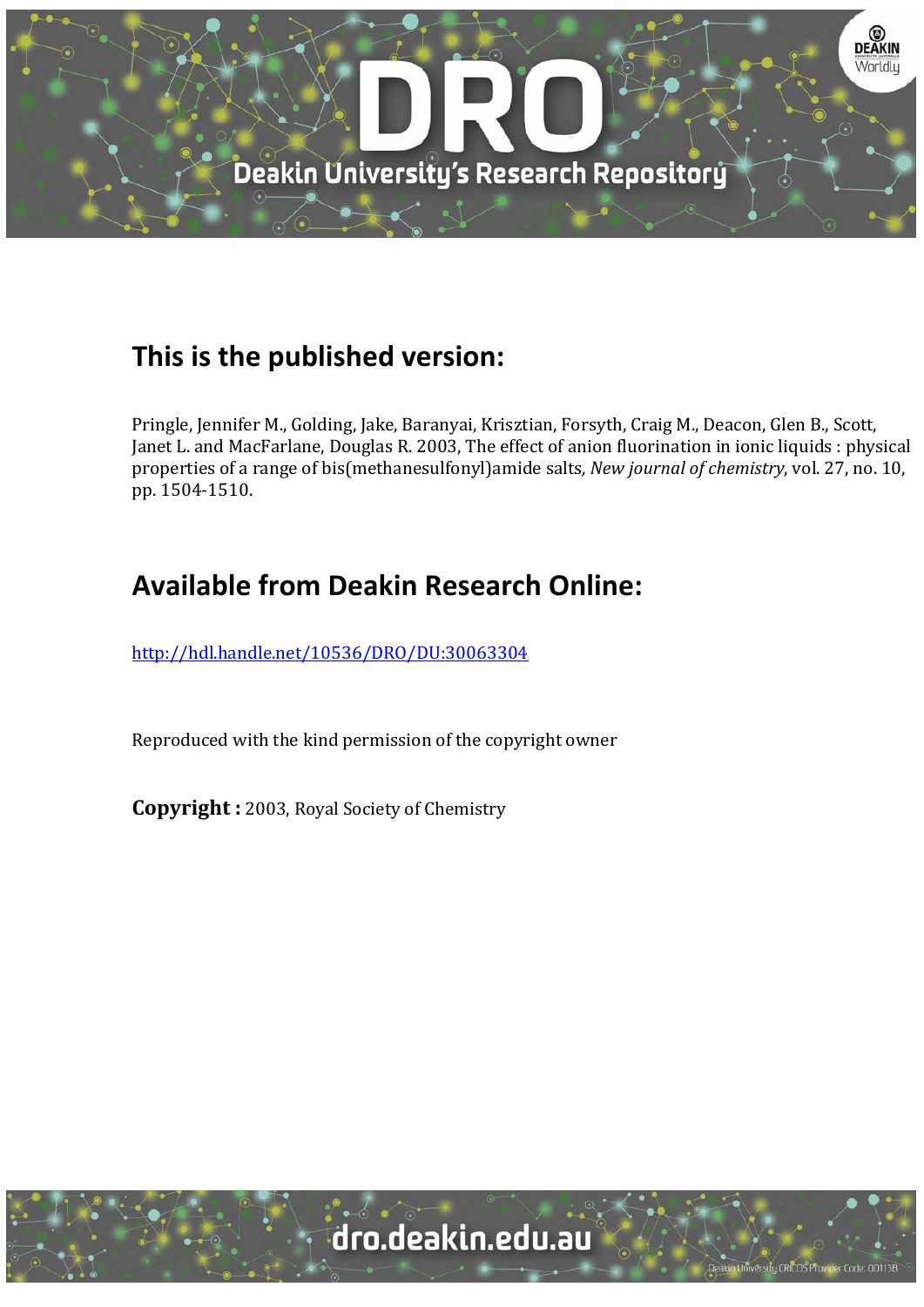## This is the published version:

Pringle, Jennifer M., Golding, Jake, Baranyai, Krisztian, Forsyth, Craig M., Deacon, Glen B., Scott, Janet L. and MacFarlane, Douglas R. 2003, The effect of anion fluorination in ionic liquids : physical properties of a range of bis(methanesulfonyl)amide salts, *New journal of chemistry*, vol. 27, no. 10, pp. 1504-1510.

## Available from Deakin Research Online:

http://hdl.handle.net/10536/DRO/DU:30063304

Reproduced with the kind permission of the copyright owner

**Copyright :** 2003, Royal Society of Chemistry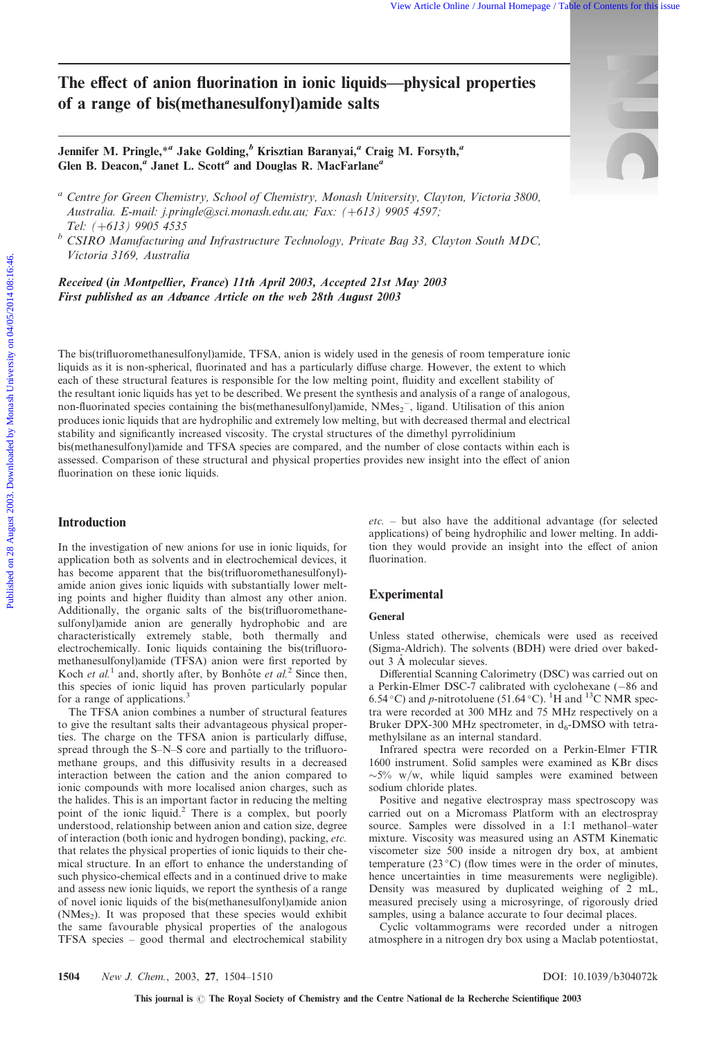# The effect of anion fluorination in ionic liquids—physical properties of a range of bis(methanesulfonyl)amide salts

**Jennifer M. Pringle,**[*a] **Jake Golding,**[b] **Krisztian Baranyai,**[a] **Craig M. Forsyth,**[a] **Glen B. Deacon,**[a] **Janet L. Scott**[a] **and Douglas R. MacFarlane**[a]

[a] *Centre for Green Chemistry, School of Chemistry, Monash University, Clayton, Victoria 3800, Australia. E-mail: j.pringle@sci.monash.edu.au; Fax: (+613) 9905 4597; Tel: (+613) 9905 4535*

[b] *CSIRO Manufacturing and Infrastructure Technology, Private Bag 33, Clayton South MDC, Victoria 3169, Australia*

***Received (in Montpellier, France) 11th April 2003, Accepted 21st May 2003***
***First published as an Advance Article on the web 28th August 2003***

The bis(trifluoromethanesulfonyl)amide, TFSA, anion is widely used in the genesis of room temperature ionic liquids as it is non-spherical, fluorinated and has a particularly diffuse charge. However, the extent to which each of these structural features is responsible for the low melting point, fluidity and excellent stability of the resultant ionic liquids has yet to be described. We present the synthesis and analysis of a range of analogous, non-fluorinated species containing the bis(methanesulfonyl)amide, $NMes_2^-$, ligand. Utilisation of this anion produces ionic liquids that are hydrophilic and extremely low melting, but with decreased thermal and electrical stability and significantly increased viscosity. The crystal structures of the dimethyl pyrrolidinium bis(methanesulfonyl)amide and TFSA species are compared, and the number of close contacts within each is assessed. Comparison of these structural and physical properties provides new insight into the effect of anion fluorination on these ionic liquids.

## Introduction

In the investigation of new anions for use in ionic liquids, for application both as solvents and in electrochemical devices, it has become apparent that the bis(trifluoromethanesulfonyl)-amide anion gives ionic liquids with substantially lower melting points and higher fluidity than almost any other anion. Additionally, the organic salts of the bis(trifluoromethanesulfonyl)amide anion are generally hydrophobic and are characteristically extremely stable, both thermally and electrochemically. Ionic liquids containing the bis(trifluoromethanesulfonyl)amide (TFSA) anion were first reported by Koch *et al.*[1] and, shortly after, by Bonhôte *et al.*[2] Since then, this species of ionic liquid has proven particularly popular for a range of applications.[3]

The TFSA anion combines a number of structural features to give the resultant salts their advantageous physical properties. The charge on the TFSA anion is particularly diffuse, spread through the S–N–S core and partially to the trifluoromethane groups, and this diffusivity results in a decreased interaction between the cation and the anion compared to ionic compounds with more localised anion charges, such as the halides. This is an important factor in reducing the melting point of the ionic liquid.[2] There is a complex, but poorly understood, relationship between anion and cation size, degree of interaction (both ionic and hydrogen bonding), packing, *etc.* that relates the physical properties of ionic liquids to their chemical structure. In an effort to enhance the understanding of such physico-chemical effects and in a continued drive to make and assess new ionic liquids, we report the synthesis of a range of novel ionic liquids of the bis(methanesulfonyl)amide anion ($NMes_2$). It was proposed that these species would exhibit the same favourable physical properties of the analogous TFSA species – good thermal and electrochemical stability *etc.* – but also have the additional advantage (for selected applications) of being hydrophilic and lower melting. In addition they would provide an insight into the effect of anion fluorination.

## Experimental

### General

Unless stated otherwise, chemicals were used as received (Sigma-Aldrich). The solvents (BDH) were dried over baked-out 3 Å molecular sieves.

Differential Scanning Calorimetry (DSC) was carried out on a Perkin-Elmer DSC-7 calibrated with cyclohexane (−86 and 6.54 °C) and *p*-nitrotoluene (51.64 °C). $^1H$ and $^{13}C$ NMR spectra were recorded at 300 MHz and 75 MHz respectively on a Bruker DPX-300 MHz spectrometer, in $d_6$-DMSO with tetramethylsilane as an internal standard.

Infrared spectra were recorded on a Perkin-Elmer FTIR 1600 instrument. Solid samples were examined as KBr discs ~5% w/w, while liquid samples were examined between sodium chloride plates.

Positive and negative electrospray mass spectroscopy was carried out on a Micromass Platform with an electrospray source. Samples were dissolved in a 1:1 methanol–water mixture. Viscosity was measured using an ASTM Kinematic viscometer size 500 inside a nitrogen dry box, at ambient temperature (23 °C) (flow times were in the order of minutes, hence uncertainties in time measurements were negligible). Density was measured by duplicated weighing of 2 mL, measured precisely using a microsyringe, of rigorously dried samples, using a balance accurate to four decimal places.

Cyclic voltammograms were recorded under a nitrogen atmosphere in a nitrogen dry box using a Maclab potentiostat,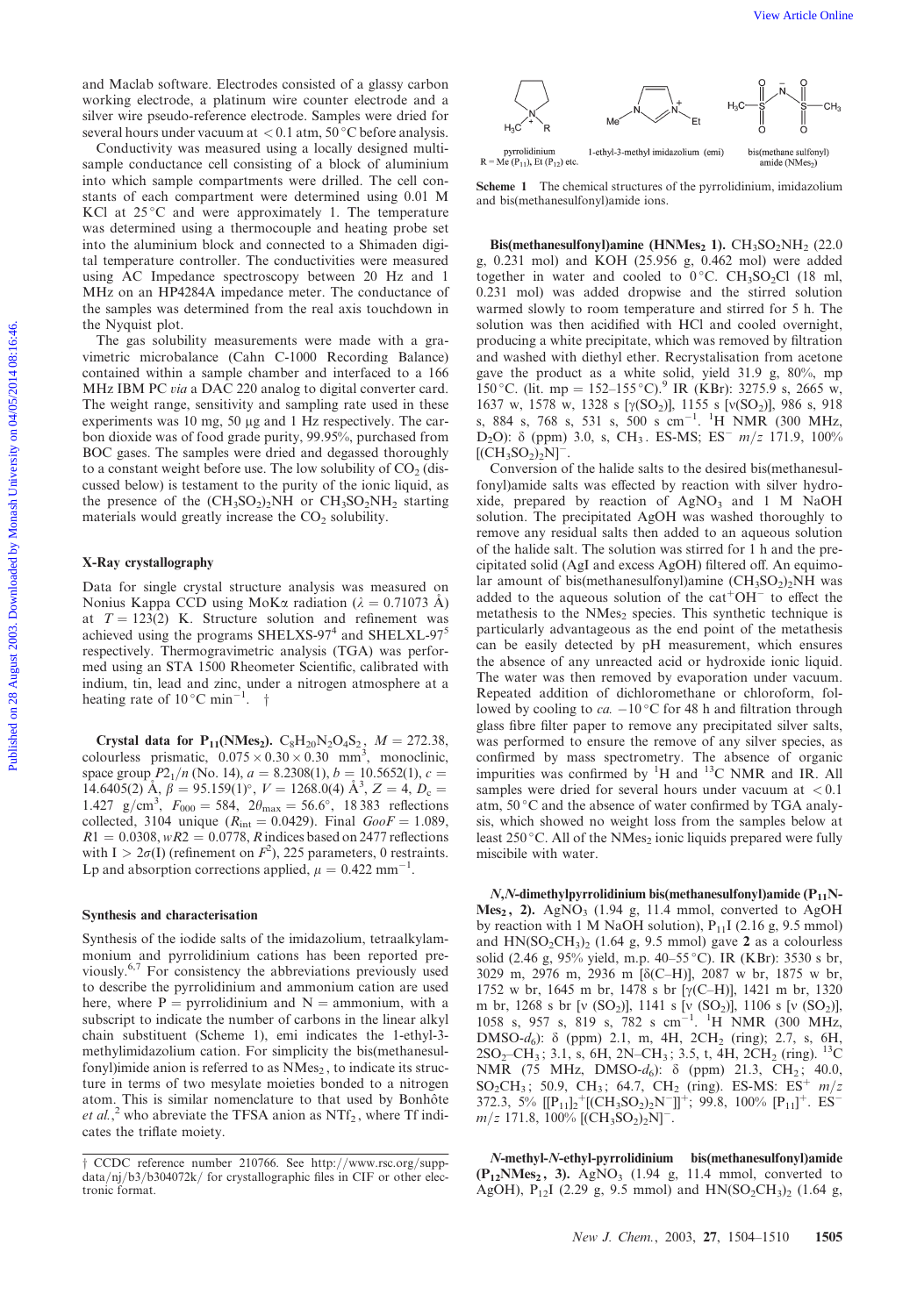and Maclab software. Electrodes consisted of a glassy carbon working electrode, a platinum wire counter electrode and a silver wire pseudo-reference electrode. Samples were dried for several hours under vacuum at $< 0.1$ atm, 50 °C before analysis.

Conductivity was measured using a locally designed multi-sample conductance cell consisting of a block of aluminium into which sample compartments were drilled. The cell constants of each compartment were determined using 0.01 M KCl at 25 °C and were approximately 1. The temperature was determined using a thermocouple and heating probe set into the aluminium block and connected to a Shimaden digital temperature controller. The conductivities were measured using AC Impedance spectroscopy between 20 Hz and 1 MHz on an HP4284A impedance meter. The conductance of the samples was determined from the real axis touchdown in the Nyquist plot.

The gas solubility measurements were made with a gravimetric microbalance (Cahn C-1000 Recording Balance) contained within a sample chamber and interfaced to a 166 MHz IBM PC *via* a DAC 220 analog to digital converter card. The weight range, sensitivity and sampling rate used in these experiments was 10 mg, 50 μg and 1 Hz respectively. The carbon dioxide was of food grade purity, 99.95%, purchased from BOC gases. The samples were dried and degassed thoroughly to a constant weight before use. The low solubility of $CO_2$ (discussed below) is testament to the purity of the ionic liquid, as the presence of the $(CH_3SO_2)_2NH$ or $CH_3SO_2NH_2$ starting materials would greatly increase the $CO_2$ solubility.

## X-Ray crystallography

Data for single crystal structure analysis was measured on Nonius Kappa CCD using MoKα radiation ($\lambda = 0.71073$ Å) at $T = 123(2)$ K. Structure solution and refinement was achieved using the programs SHELXS-97[4] and SHELXL-97[5] respectively. Thermogravimetric analysis (TGA) was performed using an STA 1500 Rheometer Scientific, calibrated with indium, tin, lead and zinc, under a nitrogen atmosphere at a heating rate of 10 °C $min^{-1}$. †

**Crystal data for $P_{11}(NMes_2)$.** $C_8H_{20}N_2O_4S_2$, $M = 272.38$, colourless prismatic, $0.075 \times 0.30 \times 0.30$ $mm^3$, monoclinic, space group $P2_1/n$ (No. 14), $a = 8.2308(1)$, $b = 10.5652(1)$, $c = 14.6405(2)$ Å, $\beta = 95.159(1)°$, $V = 1268.0(4)$ $Å^3$, $Z = 4$, $D_c = 1.427$ g/$cm^3$, $F_{000} = 584$, $2\theta_{max} = 56.6°$, 18 383 reflections collected, 3104 unique ($R_{int} = 0.0429$). Final $GooF = 1.089$, $R1 = 0.0308$, $wR2 = 0.0778$, $R$ indices based on 2477 reflections with $I > 2\sigma(I)$ (refinement on $F^2$), 225 parameters, 0 restraints. Lp and absorption corrections applied, $\mu = 0.422$ $mm^{-1}$.

## Synthesis and characterisation

Synthesis of the iodide salts of the imidazolium, tetraalkylammonium and pyrrolidinium cations has been reported previously.[6,7] For consistency the abbreviations previously used to describe the pyrrolidinium and ammonium cation are used here, where P = pyrrolidinium and N = ammonium, with a subscript to indicate the number of carbons in the linear alkyl chain substituent (Scheme 1), emi indicates the 1-ethyl-3-methylimidazolium cation. For simplicity the bis(methanesulfonyl)imide anion is referred to as $NMes_2$, to indicate its structure in terms of two mesylate moieties bonded to a nitrogen atom. This is similar nomenclature to that used by Bonhôte *et al.*,[2] who abbreviate the TFSA anion as $NTf_2$, where Tf indicates the triflate moiety.

† CCDC reference number 210766. See http://www.rsc.org/suppdata/nj/b3/b304072k/ for crystallographic files in CIF or other electronic format.

pyrrolidinium R = Me ($P_{11}$), Et ($P_{12}$) etc. — 1-ethyl-3-methyl imidazolium (emi) — bis(methane sulfonyl) amide ($NMes_2$)

**Scheme 1** The chemical structures of the pyrrolidinium, imidazolium and bis(methanesulfonyl)amide ions.

**Bis(methanesulfonyl)amine ($HNMes_2$ 1).** $CH_3SO_2NH_2$ (22.0 g, 0.231 mol) and KOH (25.956 g, 0.462 mol) were added together in water and cooled to 0 °C. $CH_3SO_2Cl$ (18 ml, 0.231 mol) was added dropwise and the stirred solution warmed slowly to room temperature and stirred for 5 h. The solution was then acidified with HCl and cooled overnight, producing a white precipitate, which was removed by filtration and washed with diethyl ether. Recrystalisation from acetone gave the product as a white solid, yield 31.9 g, 80%, mp 150 °C. (lit. mp = 152–155 °C).[9] IR (KBr): 3275.9 s, 2665 w, 1637 w, 1578 w, 1328 s [$\gamma(SO_2)$], 1155 s [$\nu(SO_2)$], 986 s, 918 s, 884 s, 768 s, 531 s, 500 s $cm^{-1}$. $^1H$ NMR (300 MHz, $D_2O$): δ (ppm) 3.0, s, $CH_3$. ES-MS; $ES^-$ $m/z$ 171.9, 100% $[(CH_3SO_2)_2N]^-$.

Conversion of the halide salts to the desired bis(methanesulfonyl)amide salts was effected by reaction with silver hydroxide, prepared by reaction of $AgNO_3$ and 1 M NaOH solution. The precipitated AgOH was washed thoroughly to remove any residual salts then added to an aqueous solution of the halide salt. The solution was stirred for 1 h and the precipitated solid (AgI and excess AgOH) filtered off. An equimolar amount of bis(methanesulfonyl)amine $(CH_3SO_2)_2NH$ was added to the aqueous solution of the $cat^+OH^-$ to effect the metathesis to the $NMes_2$ species. This synthetic technique is particularly advantageous as the end point of the metathesis can be easily detected by pH measurement, which ensures the absence of any unreacted acid or hydroxide ionic liquid. The water was then removed by evaporation under vacuum. Repeated addition of dichloromethane or chloroform, followed by cooling to *ca.* −10 °C for 48 h and filtration through glass fibre filter paper to remove any precipitated silver salts, was performed to ensure the remove of any silver species, as confirmed by mass spectrometry. The absence of organic impurities was confirmed by $^1H$ and $^{13}C$ NMR and IR. All samples were dried for several hours under vacuum at $< 0.1$ atm, 50 °C and the absence of water confirmed by TGA analysis, which showed no weight loss from the samples below at least 250 °C. All of the $NMes_2$ ionic liquids prepared were fully miscible with water.

***N,N*-dimethylpyrrolidinium bis(methanesulfonyl)amide ($P_{11}NMes_2$, 2).** $AgNO_3$ (1.94 g, 11.4 mmol, converted to AgOH by reaction with 1 M NaOH solution), $P_{11}I$ (2.16 g, 9.5 mmol) and $HN(SO_2CH_3)_2$ (1.64 g, 9.5 mmol) gave **2** as a colourless solid (2.46 g, 95% yield, m.p. 40–55 °C). IR (KBr): 3530 s br, 3029 m, 2976 m, 2936 m [δ(C–H)], 2087 w br, 1875 w br, 1752 w br, 1645 m br, 1478 s br [γ(C–H)], 1421 m br, 1320 m br, 1268 s br [ν ($SO_2$)], 1141 s [ν ($SO_2$)], 1106 s [ν ($SO_2$)], 1058 s, 957 s, 819 s, 782 s $cm^{-1}$. $^1H$ NMR (300 MHz, DMSO-$d_6$): δ (ppm) 2.1, m, 4H, $2CH_2$ (ring); 2.7, s, 6H, $2SO_2$–$CH_3$; 3.1, s, 6H, 2N–$CH_3$; 3.5, t, 4H, $2CH_2$ (ring). $^{13}C$ NMR (75 MHz, DMSO-$d_6$): δ (ppm) 21.3, $CH_2$; 40.0, $SO_2CH_3$; 50.9, $CH_3$; 64.7, $CH_2$ (ring). ES-MS: $ES^+$ $m/z$ 372.3, 5% $[[P_{11}]_2{}^+[(CH_3SO_2)_2N^-]]^+$; 99.8, 100% $[P_{11}]^+$. $ES^-$ $m/z$ 171.8, 100% $[(CH_3SO_2)_2N]^-$.

***N*-methyl-*N*-ethyl-pyrrolidinium bis(methanesulfonyl)amide ($P_{12}NMes_2$, 3).** $AgNO_3$ (1.94 g, 11.4 mmol, converted to AgOH), $P_{12}I$ (2.29 g, 9.5 mmol) and $HN(SO_2CH_3)_2$ (1.64 g,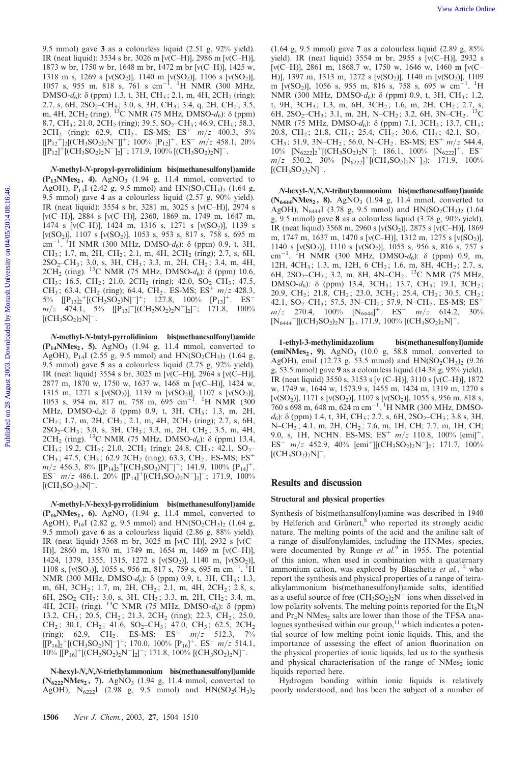9.5 mmol) gave **3** as a colourless liquid (2.51 g, 92% yield). IR (neat liquid): 3534 s br, 3026 m [ν(C–H)], 2986 m [ν(C–H)], 1873 w br, 1750 w br, 1648 m br, 1472 m br [ν(C–H)], 1425 w, 1318 m s, 1269 s [ν($SO_2$)], 1140 m [ν($SO_2$)], 1106 s [ν($SO_2$)], 1057 s, 955 m, 818 s, 761 s cm$^{-1}$. $^{1}$H NMR (300 MHz, DMSO-$d_6$): δ (ppm) 1.3, t, 3H, $CH_3$; 2.1, m, 4H, 2$CH_2$ (ring); 2.7, s, 6H, 2$SO_2$–$CH_3$; 3.0, s, 3H, $CH_3$; 3.4, q, 2H, $CH_2$; 3.5, m, 4H, 2$CH_2$ (ring). $^{13}$C NMR (75 MHz, DMSO-$d_6$): δ (ppm) 8.7, $CH_3$; 21.0, 2$CH_2$ (ring); 39.5, $SO_2$–$CH_3$; 46.9, $CH_3$; 58.3, 2$CH_2$ (ring); 62.9, $CH_2$. ES-MS; ES$^+$ $m/z$ 400.3, 5% $[[P_{12}{}^+]_2[(CH_3SO_2)_2N^-]]^+$; 100% $[P_{12}]^+$. ES$^-$ $m/z$ 458.1, 20% $[[P_{12}]^+[(CH_3SO_2)_2N^-]_2]^-$; 171.9, 100% $[(CH_3SO_2)_2N]^-$.

***N*-methyl-*N*-propyl-pyrrolidinium bis(methanesulfonyl)amide ($P_{13}NMes_2$, 4).** $AgNO_3$ (1.94 g, 11.4 mmol, converted to AgOH), $P_{13}I$ (2.42 g, 9.5 mmol) and $HN(SO_2CH_3)_2$ (1.64 g, 9.5 mmol) gave **4** as a colourless liquid (2.57 g, 90% yield). IR (neat liquid): 3554 s br, 3281 m, 3025 s [ν(C–H)], 2974 s [ν(C–H)], 2884 s [ν(C–H)], 2360, 1869 m, 1749 m, 1647 m, 1474 s [ν(C–H)], 1424 m, 1316 s, 1271 s [ν($SO_2$)], 1139 s [ν($SO_2$)], 1107 s [ν($SO_2$)], 1053 s, 953 s, 817 s, 758 s, 695 m cm$^{-1}$. $^{1}$H NMR (300 MHz, DMSO-$d_6$): δ (ppm) 0.9, t, 3H, $CH_3$; 1.7, m, 2H, $CH_2$; 2.1, m, 4H, 2$CH_2$ (ring); 2.7, s, 6H, 2$SO_2$–$CH_3$; 3.0, s, 3H, $CH_3$; 3.3, m, 2H, $CH_2$; 3.4, m, 4H, 2$CH_2$ (ring). $^{13}$C NMR (75 MHz, DMSO-$d_6$): δ (ppm) 10.6, $CH_3$; 16.5, $CH_2$; 21.0, 2$CH_2$ (ring); 42.0, $SO_2$–$CH_3$; 47.5, $CH_3$; 63.4, $CH_2$ (ring); 64.4, $CH_2$. ES-MS; ES$^+$ $m/z$ 428.3, 5% $[[P_{13}]_2{}^+[(CH_3SO_2)N]^-]^+$; 127.8, 100% $[P_{13}]^+$. ES$^-$ $m/z$ 474.1, 5% $[[P_{13}]^+[(CH_3SO_2)_2N^-]_2]^-$; 171.8, 100% $[(CH_3SO_2)_2N]^-$.

***N*-methyl-*N*-butyl-pyrrolidinium bis(methanesulfonyl)amide ($P_{14}NMes_2$, 5).** $AgNO_3$ (1.94 g, 11.4 mmol, converted to AgOH), $P_{14}I$ (2.55 g, 9.5 mmol) and $HN(SO_2CH_3)_2$ (1.64 g, 9.5 mmol) gave **5** as a colourless liquid (2.75 g, 92% yield). IR (neat liquid) 3554 s br, 3025 m [ν(C–H)], 2964 s [ν(C–H)], 2877 m, 1870 w, 1750 w, 1637 w, 1468 m [ν(C–H)], 1424 w, 1315 m, 1271 s [ν($SO_2$)], 1139 m [ν($SO_2$)], 1107 s [ν($SO_2$)], 1053 s, 954 m, 817 m, 758 m, 695 cm$^{-1}$. $^{1}$H NMR (300 MHz, DMSO-$d_6$): δ (ppm) 0.9, t, 3H, $CH_3$; 1.3, m, 2H, $CH_2$; 1.7, m, 2H, $CH_2$; 2.1, m, 4H, 2$CH_2$ (ring); 2.7, s, 6H, 2$SO_2$–$CH_3$; 3.0, s, 3H, $CH_3$; 3.3, m, 2H, $CH_2$; 3.5, m, 4H, 2$CH_2$ (ring). $^{13}$C NMR (75 MHz, DMSO-$d_6$): δ (ppm) 13.4, $CH_3$; 19.2, $CH_2$; 21.0, 2$CH_2$ (ring); 24.8, $CH_2$; 42.1, $SO_2$–$CH_3$; 47.5, $CH_3$; 62.9 2$CH_2$ (ring); 63.3, $CH_2$. ES-MS; ES$^+$ $m/z$ 456.3, 8% $[[P_{14}]_2{}^+[(CH_3SO_2)N]^-]^+$; 141.9, 100% $[P_{14}]^+$. ES$^-$ $m/z$ 486.1, 20% $[[P_{14}]^+[(CH_3SO_2)_2N^-]_2]^-$; 171.9, 100% $[(CH_3SO_2)_2N]^-$.

***N*-methyl-*N*-hexyl-pyrrolidinium bis(methanesulfonyl)amide ($P_{16}NMes_2$, 6).** $AgNO_3$ (1.94 g, 11.4 mmol, converted to AgOH), $P_{16}I$ (2.82 g, 9.5 mmol) and $HN(SO_2CH_3)_2$ (1.64 g, 9.5 mmol) gave **6** as a colourless liquid (2.86 g, 88% yield). IR (neat liquid) 3568 m br, 3025 m [ν(C–H)], 2932 s [ν(C–H)], 2860 m, 1870 m, 1749 m, 1654 m, 1469 m [ν(C–H)], 1424, 1379, 1355, 1315, 1272 s [ν($SO_2$)], 1140 m, [ν($SO_2$)], 1108 s, [ν($SO_2$)], 1055 s, 956 m, 817 s, 759 s, 695 m cm$^{-1}$. $^{1}$H NMR (300 MHz, DMSO-$d_6$): δ (ppm) 0.9, t, 3H, $CH_3$; 1.3, m, 6H, 3$CH_2$; 1.7, m, 2H, $CH_2$; 2.1, m, 4H, 2$CH_2$; 2.8, s, 6H, 2$SO_2$–$CH_3$; 3.0, s, 3H, $CH_3$; 3.3, m, 2H, $CH_2$; 3.4, m, 4H, 2$CH_2$ (ring). $^{13}$C NMR (75 MHz, DMSO-$d_6$): δ (ppm) 13.2, $CH_3$; 20.5, $CH_2$; 21.3, 2$CH_2$ (ring); 22.3, $CH_2$; 25.0, $CH_2$; 30.1, $CH_2$; 41.6, $SO_2$–$CH_3$; 47.0, $CH_3$; 62.5, 2$CH_2$ (ring); 62.9, $CH_2$. ES-MS; ES$^+$ $m/z$ 512.3, 7% $[[P_{16}]_2{}^+[(CH_3SO_2)N]^-]^+$; 170.0, 100% $[P_{16}]^+$. ES$^-$ $m/z$ 514.1, 10% $[[P_{16}]^+[(CH_3SO_2)_2N^-]_2]^-$; 171.8, 100% $[(CH_3SO_2)_2N]^-$.

***N*-hexyl-*N,N,N*-triethylammonium bis(methanesulfonyl)amide ($N_{6222}NMes_2$, 7).** $AgNO_3$ (1.94 g, 11.4 mmol, converted to AgOH), $N_{6222}I$ (2.98 g, 9.5 mmol) and $HN(SO_2CH_3)_2$ (1.64 g, 9.5 mmol) gave **7** as a colourless liquid (2.89 g, 85% yield). IR (neat liquid) 3554 m br, 2955 s [ν(C–H)], 2932 s [ν(C–H)], 2861 m, 1868.7 w, 1750 w, 1646 w, 1460 m [ν(C–H)], 1397 m, 1313 m, 1272 s [ν($SO_2$)], 1140 m [ν($SO_2$)], 1109 m [ν($SO_2$)], 1056 s, 955 m, 816 s, 758 s, 695 w cm$^{-1}$. $^{1}$H NMR (300 MHz, DMSO-$d_6$): δ (ppm) 0.9, t, 3H, $CH_3$; 1.2, t, 9H, 3$CH_3$; 1.3, m, 6H, 3$CH_2$; 1.6, m, 2H, $CH_2$; 2.7, s, 6H, 2$SO_2$–$CH_3$; 3.1, m, 2H, N–$CH_2$; 3.2, 6H, 3N–$CH_2$. $^{13}$C NMR (75 MHz, DMSO-$d_6$): δ (ppm) 7.1, 3$CH_3$; 13.7, $CH_3$; 20.8, $CH_2$; 21.8, $CH_2$; 25.4, $CH_2$; 30.6, $CH_2$; 42.1, $SO_2$–$CH_3$; 51.9, 3N–$CH_2$; 56.0, N–$CH_2$. ES-MS; ES$^+$ $m/z$ 544.4, 10% $[N_{6222}]_2{}^+[(CH_3SO_2)_2N^-]$; 186.1, 100% $[N_{6222}]^+$. ES$^-$ $m/z$ 530.2, 30% $[N_{6222}]^+[(CH_3SO_2)_2N^-]_2$); 171.9, 100% $[(CH_3SO_2)_2N]^-$.

***N*-hexyl-*N,N,N*-tributylammonium bis(methanesulfonyl)amide ($N_{6444}NMes_2$, 8).** $AgNO_3$ (1.94 g, 11.4 mmol, converted to AgOH), $N_{6444}I$ (3.78 g, 9.5 mmol) and $HN(SO_2CH_3)_2$ (1.64 g, 9.5 mmol) gave **8** as a colourless liquid (3.78 g, 90% yield). IR (neat liquid) 3568 m, 2960 s [ν($SO_2$)], 2875 s [ν(C–H)], 1869 m, 1747 m, 1637 m, 1470 s [ν(C–H)], 1312 m, 1275 s [ν($SO_2$)], 1140 s [ν($SO_2$)], 1110 s [ν($SO_2$)], 1055 s, 956 s, 816 s, 757 s cm$^{-1}$. $^{1}$H NMR (300 MHz, DMSO-$d_6$): δ (ppm) 0.9, m, 12H, 4$CH_3$; 1.3, m, 12H, 6 $CH_2$; 1.6, m, 8H, 4$CH_2$; 2.7, s, 6H, 2$SO_2$–$CH_3$; 3.2, m, 8H, 4N–$CH_2$. $^{13}$C NMR (75 MHz, DMSO-$d_6$): δ (ppm) 13.4, 3$CH_3$; 13.7, $CH_3$; 19.1, 3$CH_2$; 20.9, $CH_2$; 21.8, $CH_2$; 23.0, 3$CH_2$; 25.4, $CH_2$; 30.5, $CH_2$; 42.1, $SO_2$–$CH_3$; 57.5, 3N–$CH_2$; 57.9, N–$CH_2$. ES-MS; ES$^+$ $m/z$ 270.4, 100% $[N_{6444}]^+$. ES$^-$ $m/z$ 614.2, 30% $[N_{6444}{}^+][(CH_3SO_2)_2N^-]_2$, 171.9, 100% $[(CH_3SO_2)_2N]^-$.

**1-ethyl-3-methylimidazolium bis(methanesulfonyl)amide (emiNMes$_2$, 9).** $AgNO_3$ (10.0 g, 58.8 mmol, converted to AgOH), emiI (12.73 g, 53.5 mmol) and $HN(SO_2CH_3)_2$ (9.26 g, 53.5 mmol) gave **9** as a colourless liquid (14.38 g, 95% yield). IR (neat liquid) 3550 s, 3153 s [ν (C–H)], 3110 s [ν(C–H)], 1872 w, 1749 w, 1644 w, 1573.9 s, 1455 m, 1424 m, 1319 m, 1270 s [ν($SO_2$)], 1171 s [ν($SO_2$)], 1107 s [ν($SO_2$)], 1055 s, 956 m, 818 s, 760 s 698 m, 648 m, 624 m cm$^{-1}$. $^{1}$H NMR (300 MHz, DMSO-$d_6$): δ (ppm) 1.4, t, 3H, $CH_3$; 2.7, s, 6H, 2$SO_2$–$CH_3$; 3.8 s, 3H, N–$CH_3$; 4.1, m, 2H, $CH_2$; 7.6, m, 1H, CH; 7.7, m, 1H, CH; 9.0, s, 1H, NCHN. ES-MS; ES$^+$ $m/z$ 110.8, 100% [emi]$^+$. ES$^-$ $m/z$ 452.9, 40% $[emi^+][(CH_3SO_2)_2N^-]_2$; 171.7, 100% $[(CH_3SO_2)_2N]^-$.

## Results and discussion

### Structural and physical properties

Synthesis of bis(methansulfonyl)amine was described in 1940 by Helferich and Grünert,[8] who reported its strongly acidic nature. The melting points of the acid and the aniline salt of a range of disulfonylamides, including the $HNMes_2$ species, were documented by Runge *et al.*[9] in 1955. The potential of this anion, when used in combination with a quaternary ammonium cation, was explored by Blaschette *et al.*,[10] who report the synthesis and physical properties of a range of tetraalkylammonium bis(methanesulfonyl)amide salts, identified as a useful source of free $(CH_3SO_2)_2N^-$ ions when dissolved in low polarity solvents. The melting points reported for the $Et_4N$ and $Pr_4N$ $NMes_2$ salts are lower than those of the TFSA analogues synthesised within our group,[11] which indicates a potential source of low melting point ionic liquids. This, and the importance of assessing the effect of anion fluorination on the physical properties of ionic liquids, led us to the synthesis and physical characterisation of the range of $NMes_2$ ionic liquids reported here.

Hydrogen bonding within ionic liquids is relatively poorly understood, and has been the subject of a number of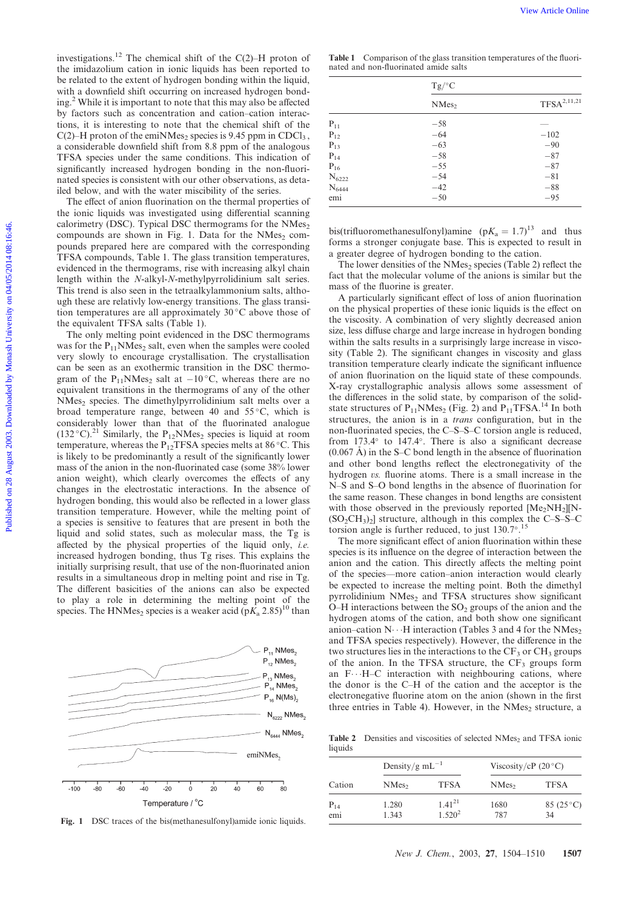investigations.[12] The chemical shift of the C(2)–H proton of the imidazolium cation in ionic liquids has been reported to be related to the extent of hydrogen bonding within the liquid, with a downfield shift occurring on increased hydrogen bonding.[2] While it is important to note that this may also be affected by factors such as concentration and cation–cation interactions, it is interesting to note that the chemical shift of the C(2)–H proton of the emiNMes$_2$ species is 9.45 ppm in CDCl$_3$, a considerable downfield shift from 8.8 ppm of the analogous TFSA species under the same conditions. This indication of significantly increased hydrogen bonding in the non-fluorinated species is consistent with our other observations, as detailed below, and with the water miscibility of the series.

The effect of anion fluorination on the thermal properties of the ionic liquids was investigated using differential scanning calorimetry (DSC). Typical DSC thermograms for the NMes$_2$ compounds are shown in Fig. 1. Data for the NMes$_2$ compounds prepared here are compared with the corresponding TFSA compounds, Table 1. The glass transition temperatures, evidenced in the thermograms, rise with increasing alkyl chain length within the *N*-alkyl-*N*-methylpyrrolidinium salt series. This trend is also seen in the tetraalkylammonium salts, although these are relativly low-energy transitions. The glass transition temperatures are all approximately 30 °C above those of the equivalent TFSA salts (Table 1).

The only melting point evidenced in the DSC thermograms was for the P$_{11}$NMes$_2$ salt, even when the samples were cooled very slowly to encourage crystallisation. The crystallisation can be seen as an exothermic transition in the DSC thermogram of the P$_{11}$NMes$_2$ salt at −10 °C, whereas there are no equivalent transitions in the thermograms of any of the other NMes$_2$ species. The dimethylpyrrolidinium salt melts over a broad temperature range, between 40 and 55 °C, which is considerably lower than that of the fluorinated analogue (132 °C).[21] Similarly, the P$_{12}$NMes$_2$ species is liquid at room temperature, whereas the P$_{12}$TFSA species melts at 86 °C. This is likely to be predominantly a result of the significantly lower mass of the anion in the non-fluorinated case (some 38% lower anion weight), which clearly overcomes the effects of any changes in the electrostatic interactions. In the absence of hydrogen bonding, this would also be reflected in a lower glass transition temperature. However, while the melting point of a species is sensitive to features that are present in both the liquid and solid states, such as molecular mass, the Tg is affected by the physical properties of the liquid only, *i.e.* increased hydrogen bonding, thus Tg rises. This explains the initially surprising result, that use of the non-fluorinated anion results in a simultaneous drop in melting point and rise in Tg. The different basicities of the anions can also be expected to play a role in determining the melting point of the species. The HNMes$_2$ species is a weaker acid (p$K_a$ 2.85)[10] than bis(trifluoromethanesulfonyl)amine (p$K_a$ = 1.7)[13] and thus forms a stronger conjugate base. This is expected to result in a greater degree of hydrogen bonding to the cation.

Fig. 1 DSC traces of the bis(methanesulfonyl)amide ionic liquids.

**Table 1** Comparison of the glass transition temperatures of the fluorinated and non-fluorinated amide salts

| | Tg/°C | |
|---|---|---|
| | NMes$_2$ | TFSA[2,11,21] |
| P$_{11}$ | −58 | — |
| P$_{12}$ | −64 | −102 |
| P$_{13}$ | −63 | −90 |
| P$_{14}$ | −58 | −87 |
| P$_{16}$ | −55 | −87 |
| N$_{6222}$ | −54 | −81 |
| N$_{6444}$ | −42 | −88 |
| emi | −50 | −95 |

The lower densities of the NMes$_2$ species (Table 2) reflect the fact that the molecular volume of the anions is similar but the mass of the fluorine is greater.

A particularly significant effect of loss of anion fluorination on the physical properties of these ionic liquids is the effect on the viscosity. A combination of very slightly decreased anion size, less diffuse charge and large increase in hydrogen bonding within the salts results in a surprisingly large increase in viscosity (Table 2). The significant changes in viscosity and glass transition temperature clearly indicate the significant influence of anion fluorination on the liquid state of these compounds. X-ray crystallographic analysis allows some assessment of the differences in the solid state, by comparison of the solid-state structures of P$_{11}$NMes$_2$ (Fig. 2) and P$_{11}$TFSA.[14] In both structures, the anion is in a *trans* configuration, but in the non-fluorinated species, the C–S–S–C torsion angle is reduced, from 173.4° to 147.4°. There is also a significant decrease (0.067 Å) in the S–C bond length in the absence of fluorination and other bond lengths reflect the electronegativity of the hydrogen *vs.* fluorine atoms. There is a small increase in the N–S and S–O bond lengths in the absence of fluorination for the same reason. These changes in bond lengths are consistent with those observed in the previously reported [Me$_2$NH$_2$][N-(SO$_2$CH$_3$)$_2$] structure, although in this complex the C–S–S–C torsion angle is further reduced, to just 130.7°.[15]

The more significant effect of anion fluorination within these species is its influence on the degree of interaction between the anion and the cation. This directly affects the melting point of the species—more cation–anion interaction would clearly be expected to increase the melting point. Both the dimethyl pyrrolidinium NMes$_2$ and TFSA structures show significant O–H interactions between the SO$_2$ groups of the anion and the hydrogen atoms of the cation, and both show one significant anion–cation N···H interaction (Tables 3 and 4 for the NMes$_2$ and TFSA species respectively). However, the difference in the two structures lies in the interactions to the CF$_3$ or CH$_3$ groups of the anion. In the TFSA structure, the CF$_3$ groups form an F···H–C interaction with neighbouring cations, where the donor is the C–H of the cation and the acceptor is the electronegative fluorine atom on the anion (shown in the first three entries in Table 4). However, in the NMes$_2$ structure, a

**Table 2** Densities and viscosities of selected NMes$_2$ and TFSA ionic liquids

| Cation | Density/g mL$^{-1}$ | | Viscosity/cP (20 °C) | |
|---|---|---|---|---|
| | NMes$_2$ | TFSA | NMes$_2$ | TFSA |
| P$_{14}$ | 1.280 | 1.41[21] | 1680 | 85 (25 °C) |
| emi | 1.343 | 1.520[2] | 787 | 34 |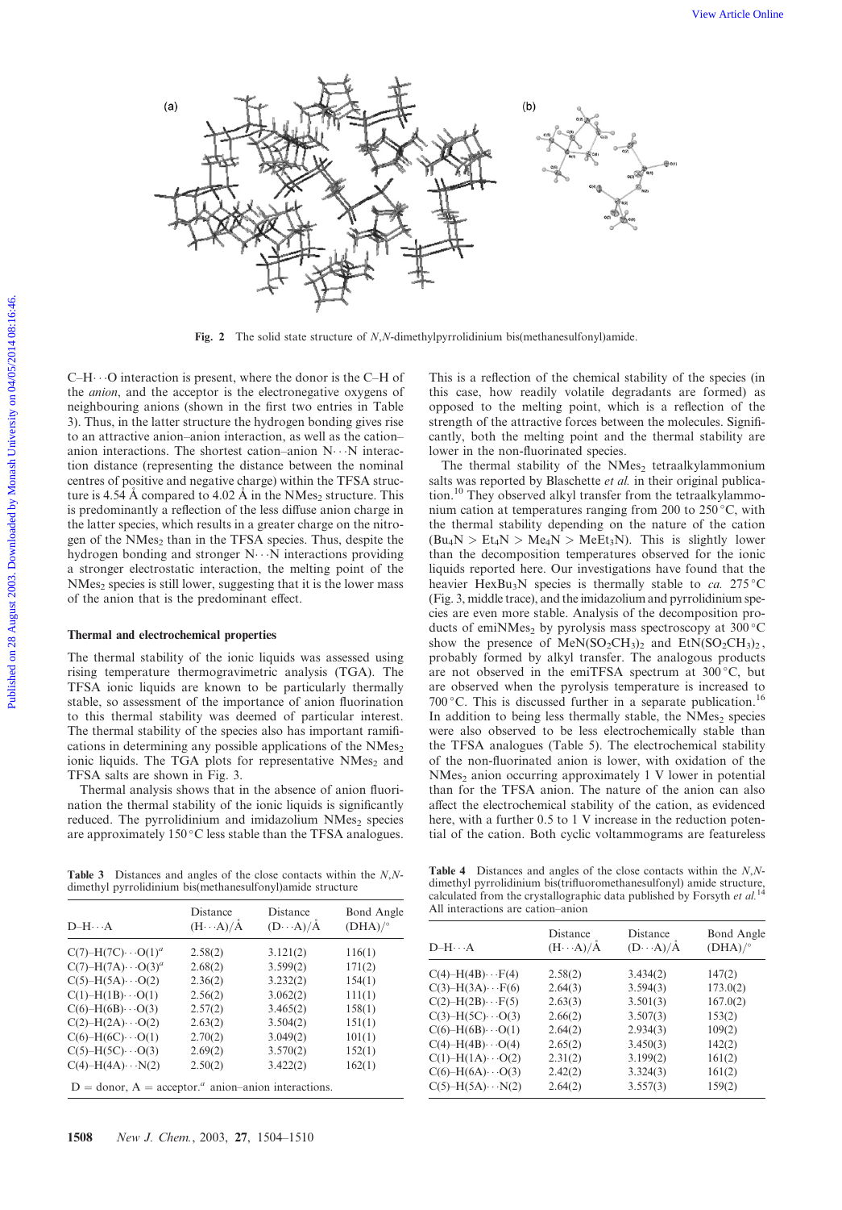Fig. 2 The solid state structure of *N*,*N*-dimethylpyrrolidinium bis(methanesulfonyl)amide.

C–H···O interaction is present, where the donor is the C–H of the *anion*, and the acceptor is the electronegative oxygens of neighbouring anions (shown in the first two entries in Table 3). Thus, in the latter structure the hydrogen bonding gives rise to an attractive anion–anion interaction, as well as the cation–anion interactions. The shortest cation–anion N···N interaction distance (representing the distance between the nominal centres of positive and negative charge) within the TFSA structure is 4.54 Å compared to 4.02 Å in the $NMes_2$ structure. This is predominantly a reflection of the less diffuse anion charge in the latter species, which results in a greater charge on the nitrogen of the $NMes_2$ than in the TFSA species. Thus, despite the hydrogen bonding and stronger N···N interactions providing a stronger electrostatic interaction, the melting point of the $NMes_2$ species is still lower, suggesting that it is the lower mass of the anion that is the predominant effect.

### Thermal and electrochemical properties

The thermal stability of the ionic liquids was assessed using rising temperature thermogravimetric analysis (TGA). The TFSA ionic liquids are known to be particularly thermally stable, so assessment of the importance of anion fluorination to this thermal stability was deemed of particular interest. The thermal stability of the species also has important ramifications in determining any possible applications of the $NMes_2$ ionic liquids. The TGA plots for representative $NMes_2$ and TFSA salts are shown in Fig. 3.

Thermal analysis shows that in the absence of anion fluorination the thermal stability of the ionic liquids is significantly reduced. The pyrrolidinium and imidazolium $NMes_2$ species are approximately 150 °C less stable than the TFSA analogues. This is a reflection of the chemical stability of the species (in this case, how readily volatile degradants are formed) as opposed to the melting point, which is a reflection of the strength of the attractive forces between the molecules. Significantly, both the melting point and the thermal stability are lower in the non-fluorinated species.

The thermal stability of the $NMes_2$ tetraalkylammonium salts was reported by Blaschette *et al.* in their original publication.[10] They observed alkyl transfer from the tetraalkylammonium cation at temperatures ranging from 200 to 250 °C, with the thermal stability depending on the nature of the cation ($Bu_4N > Et_4N > Me_4N > MeEt_3N$). This is slightly lower than the decomposition temperatures observed for the ionic liquids reported here. Our investigations have found that the heavier $HexBu_3N$ species is thermally stable to *ca.* 275 °C (Fig. 3, middle trace), and the imidazolium and pyrrolidinium species are even more stable. Analysis of the decomposition products of emi$NMes_2$ by pyrolysis mass spectroscopy at 300 °C show the presence of $MeN(SO_2CH_3)_2$ and $EtN(SO_2CH_3)_2$, probably formed by alkyl transfer. The analogous products are not observed in the emiTFSA spectrum at 300 °C, but are observed when the pyrolysis temperature is increased to 700 °C. This is discussed further in a separate publication.[16] In addition to being less thermally stable, the $NMes_2$ species were also observed to be less electrochemically stable than the TFSA analogues (Table 5). The electrochemical stability of the non-fluorinated anion is lower, with oxidation of the $NMes_2$ anion occurring approximately 1 V lower in potential than for the TFSA anion. The nature of the anion can also affect the electrochemical stability of the cation, as evidenced here, with a further 0.5 to 1 V increase in the reduction potential of the cation. Both cyclic voltammograms are featureless

**Table 3** Distances and angles of the close contacts within the *N*,*N*-dimethyl pyrrolidinium bis(methanesulfonyl)amide structure

| D–H···A | Distance (H···A)/Å | Distance (D···A)/Å | Bond Angle (DHA)/° |
|---|---|---|---|
| C(7)–H(7C)···O(1)[a] | 2.58(2) | 3.121(2) | 116(1) |
| C(7)–H(7A)···O(3)[a] | 2.68(2) | 3.599(2) | 171(2) |
| C(5)–H(5A)···O(2) | 2.36(2) | 3.232(2) | 154(1) |
| C(1)–H(1B)···O(1) | 2.56(2) | 3.062(2) | 111(1) |
| C(6)–H(6B)···O(3) | 2.57(2) | 3.465(2) | 158(1) |
| C(2)–H(2A)···O(2) | 2.63(2) | 3.504(2) | 151(1) |
| C(6)–H(6C)···O(1) | 2.70(2) | 3.049(2) | 101(1) |
| C(5)–H(5C)···O(3) | 2.69(2) | 3.570(2) | 152(1) |
| C(4)–H(4A)···N(2) | 2.50(2) | 3.422(2) | 162(1) |

D = donor, A = acceptor. [a] anion–anion interactions.

**Table 4** Distances and angles of the close contacts within the *N*,*N*-dimethyl pyrrolidinium bis(trifluoromethanesulfonyl) amide structure, calculated from the crystallographic data published by Forsyth *et al.*[14] All interactions are cation–anion

| D–H···A | Distance (H···A)/Å | Distance (D···A)/Å | Bond Angle (DHA)/° |
|---|---|---|---|
| C(4)–H(4B)···F(4) | 2.58(2) | 3.434(2) | 147(2) |
| C(3)–H(3A)···F(6) | 2.64(3) | 3.594(3) | 173.0(2) |
| C(2)–H(2B)···F(5) | 2.63(3) | 3.501(3) | 167.0(2) |
| C(3)–H(5C)···O(3) | 2.66(2) | 3.507(3) | 153(2) |
| C(6)–H(6B)···O(1) | 2.64(2) | 2.934(3) | 109(2) |
| C(4)–H(4B)···O(4) | 2.65(2) | 3.450(3) | 142(2) |
| C(1)–H(1A)···O(2) | 2.31(2) | 3.199(2) | 161(2) |
| C(6)–H(6A)···O(3) | 2.42(2) | 3.324(3) | 161(2) |
| C(5)–H(5A)···N(2) | 2.64(2) | 3.557(3) | 159(2) |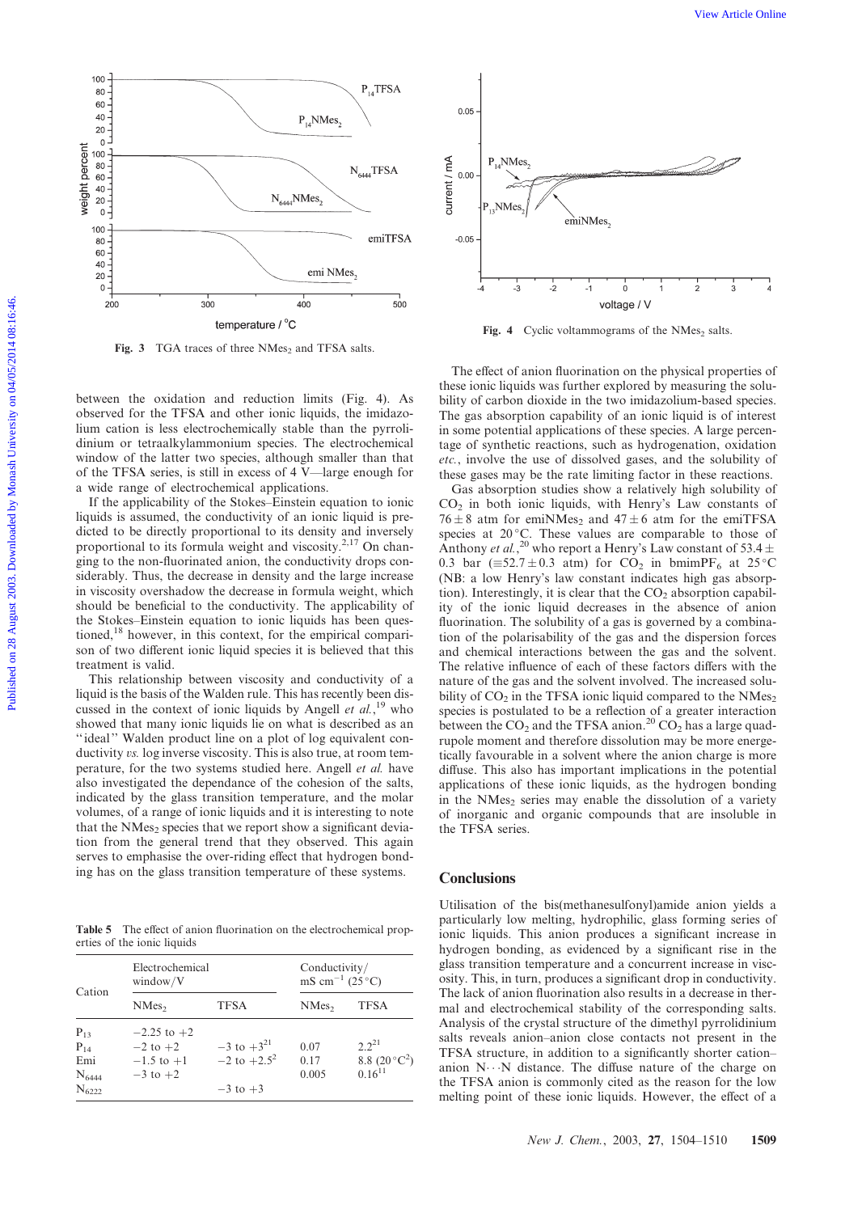Fig. 3 TGA traces of three $NMes_2$ and TFSA salts.

Fig. 4 Cyclic voltammograms of the $NMes_2$ salts.

between the oxidation and reduction limits (Fig. 4). As observed for the TFSA and other ionic liquids, the imidazolium cation is less electrochemically stable than the pyrrolidinium or tetraalkylammonium species. The electrochemical window of the latter two species, although smaller than that of the TFSA series, is still in excess of 4 V—large enough for a wide range of electrochemical applications.

If the applicability of the Stokes–Einstein equation to ionic liquids is assumed, the conductivity of an ionic liquid is predicted to be directly proportional to its density and inversely proportional to its formula weight and viscosity.[2,17] On changing to the non-fluorinated anion, the conductivity drops considerably. Thus, the decrease in density and the large increase in viscosity overshadow the decrease in formula weight, which should be beneficial to the conductivity. The applicability of the Stokes–Einstein equation to ionic liquids has been questioned,[18] however, in this context, for the empirical comparison of two different ionic liquid species it is believed that this treatment is valid.

This relationship between viscosity and conductivity of a liquid is the basis of the Walden rule. This has recently been discussed in the context of ionic liquids by Angell *et al.*,[19] who showed that many ionic liquids lie on what is described as an "ideal" Walden product line on a plot of log equivalent conductivity *vs.* log inverse viscosity. This is also true, at room temperature, for the two systems studied here. Angell *et al.* have also investigated the dependance of the cohesion of the salts, indicated by the glass transition temperature, and the molar volumes, of a range of ionic liquids and it is interesting to note that the $NMes_2$ species that we report show a significant deviation from the general trend that they observed. This again serves to emphasise the over-riding effect that hydrogen bonding has on the glass transition temperature of these systems.

Table 5 The effect of anion fluorination on the electrochemical properties of the ionic liquids

| Cation | Electrochemical window/V | | Conductivity/mS cm$^{-1}$ (25 °C) | |
|---|---|---|---|---|
| | $NMes_2$ | TFSA | $NMes_2$ | TFSA |
| $P_{13}$ | −2.25 to +2 | | | |
| $P_{14}$ | −2 to +2 | −3 to +3[21] | 0.07 | 2.2[21] |
| Emi | −1.5 to +1 | −2 to +2.5[2] | 0.17 | 8.8 (20 °C[2]) |
| $N_{6444}$ | −3 to +2 | | 0.005 | 0.16[11] |
| $N_{6222}$ | | −3 to +3 | | |

The effect of anion fluorination on the physical properties of these ionic liquids was further explored by measuring the solubility of carbon dioxide in the two imidazolium-based species. The gas absorption capability of an ionic liquid is of interest in some potential applications of these species. A large percentage of synthetic reactions, such as hydrogenation, oxidation *etc.*, involve the use of dissolved gases, and the solubility of these gases may be the rate limiting factor in these reactions.

Gas absorption studies show a relatively high solubility of $CO_2$ in both ionic liquids, with Henry's Law constants of $76 \pm 8$ atm for emi$NMes_2$ and $47 \pm 6$ atm for the emiTFSA species at 20 °C. These values are comparable to those of Anthony *et al.*,[20] who report a Henry's Law constant of $53.4 \pm 0.3$ bar ($\equiv 52.7 \pm 0.3$ atm) for $CO_2$ in bmim$PF_6$ at 25 °C (NB: a low Henry's law constant indicates high gas absorption). Interestingly, it is clear that the $CO_2$ absorption capability of the ionic liquid decreases in the absence of anion fluorination. The solubility of a gas is governed by a combination of the polarisability of the gas and the dispersion forces and chemical interactions between the gas and the solvent. The relative influence of each of these factors differs with the nature of the gas and the solvent involved. The increased solubility of $CO_2$ in the TFSA ionic liquid compared to the $NMes_2$ species is postulated to be a reflection of a greater interaction between the $CO_2$ and the TFSA anion.[20] $CO_2$ has a large quadrupole moment and therefore dissolution may be more energetically favourable in a solvent where the anion charge is more diffuse. This also has important implications in the potential applications of these ionic liquids, as the hydrogen bonding in the $NMes_2$ series may enable the dissolution of a variety of inorganic and organic compounds that are insoluble in the TFSA series.

## Conclusions

Utilisation of the bis(methanesulfonyl)amide anion yields a particularly low melting, hydrophilic, glass forming series of ionic liquids. This anion produces a significant increase in hydrogen bonding, as evidenced by a significant rise in the glass transition temperature and a concurrent increase in viscosity. This, in turn, produces a significant drop in conductivity. The lack of anion fluorination also results in a decrease in thermal and electrochemical stability of the corresponding salts. Analysis of the crystal structure of the dimethyl pyrrolidinium salts reveals anion–anion close contacts not present in the TFSA structure, in addition to a significantly shorter cation–anion N···N distance. The diffuse nature of the charge on the TFSA anion is commonly cited as the reason for the low melting point of these ionic liquids. However, the effect of a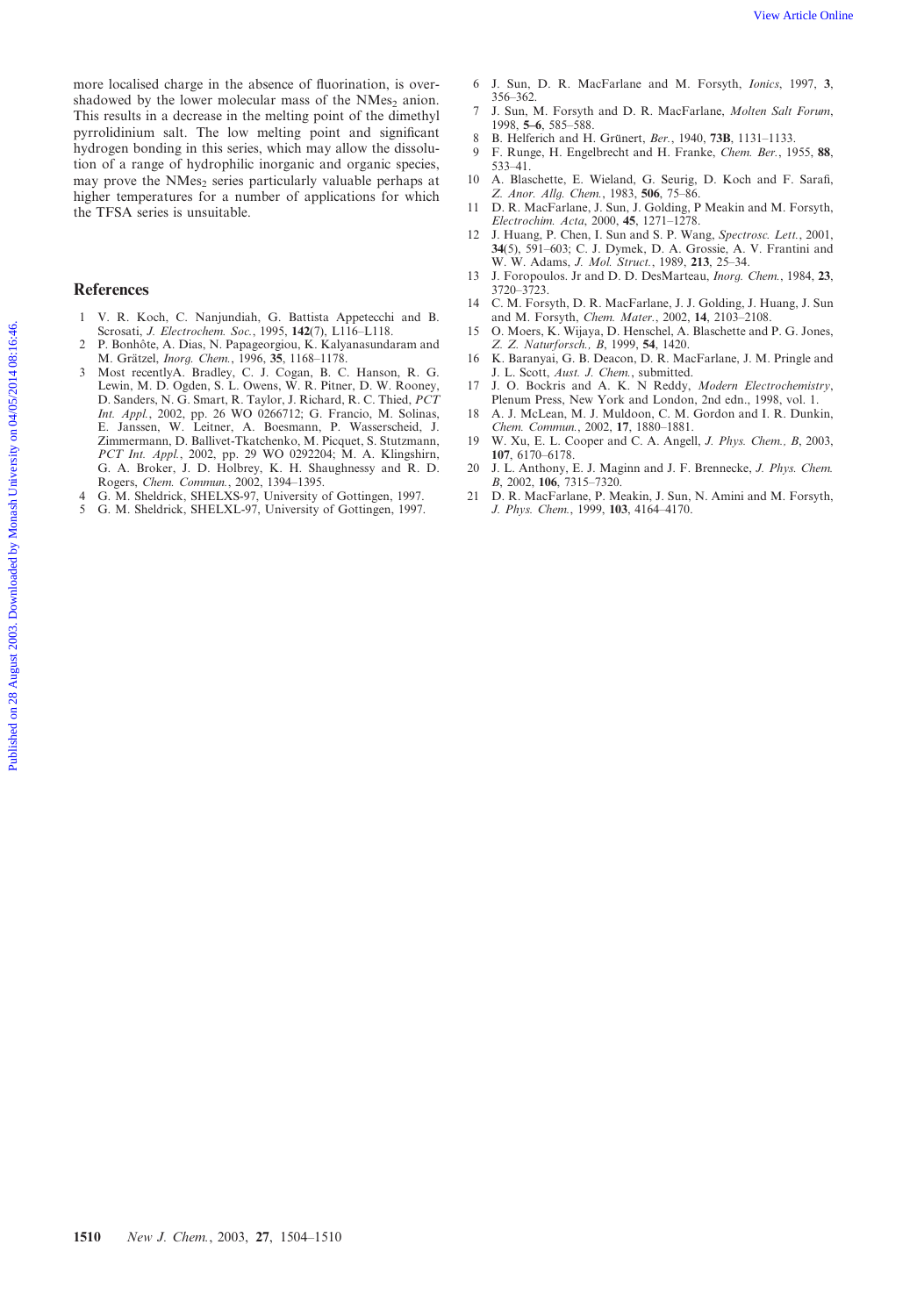more localised charge in the absence of fluorination, is overshadowed by the lower molecular mass of the $NMes_2$ anion. This results in a decrease in the melting point of the dimethyl pyrrolidinium salt. The low melting point and significant hydrogen bonding in this series, which may allow the dissolution of a range of hydrophilic inorganic and organic species, may prove the $NMes_2$ series particularly valuable perhaps at higher temperatures for a number of applications for which the TFSA series is unsuitable.

## References

1. V. R. Koch, C. Nanjundiah, G. Battista Appetecchi and B. Scrosati, *J. Electrochem. Soc.*, 1995, **142**(7), L116–L118.
2. P. Bonhôte, A. Dias, N. Papageorgiou, K. Kalyanasundaram and M. Grätzel, *Inorg. Chem.*, 1996, **35**, 1168–1178.
3. Most recentlyA. Bradley, C. J. Cogan, B. C. Hanson, R. G. Lewin, M. D. Ogden, S. L. Owens, W. R. Pitner, D. W. Rooney, D. Sanders, N. G. Smart, R. Taylor, J. Richard, R. C. Thied, *PCT Int. Appl.*, 2002, pp. 26 WO 0266712; G. Francio, M. Solinas, E. Janssen, W. Leitner, A. Boesmann, P. Wasserscheid, J. Zimmermann, D. Ballivet-Tkatchenko, M. Picquet, S. Stutzmann, *PCT Int. Appl.*, 2002, pp. 29 WO 0292204; M. A. Klingshirn, G. A. Broker, J. D. Holbrey, K. H. Shaughnessy and R. D. Rogers, *Chem. Commun.*, 2002, 1394–1395.
4. G. M. Sheldrick, SHELXS-97, University of Gottingen, 1997.
5. G. M. Sheldrick, SHELXL-97, University of Gottingen, 1997.
6. J. Sun, D. R. MacFarlane and M. Forsyth, *Ionics*, 1997, **3**, 356–362.
7. J. Sun, M. Forsyth and D. R. MacFarlane, *Molten Salt Forum*, 1998, **5–6**, 585–588.
8. B. Helferich and H. Grünert, *Ber.*, 1940, **73B**, 1131–1133.
9. F. Runge, H. Engelbrecht and H. Franke, *Chem. Ber.*, 1955, **88**, 533–41.
10. A. Blaschette, E. Wieland, G. Seurig, D. Koch and F. Safari, *Z. Anor. Allg. Chem.*, 1983, **506**, 75–86.
11. D. R. MacFarlane, J. Sun, J. Golding, P Meakin and M. Forsyth, *Electrochim. Acta*, 2000, **45**, 1271–1278.
12. J. Huang, P. Chen, I. Sun and S. P. Wang, *Spectrosc. Lett.*, 2001, **34**(5), 591–603; C. J. Dymek, D. A. Grossie, A. V. Frantini and W. W. Adams, *J. Mol. Struct.*, 1989, **213**, 25–34.
13. J. Foropoulos. Jr and D. D. DesMarteau, *Inorg. Chem.*, 1984, **23**, 3720–3723.
14. C. M. Forsyth, D. R. MacFarlane, J. J. Golding, J. Huang, J. Sun and M. Forsyth, *Chem. Mater.*, 2002, **14**, 2103–2108.
15. O. Moers, K. Wijaya, D. Henschel, A. Blaschette and P. G. Jones, *Z. Z. Naturforsch., B*, 1999, **54**, 1420.
16. K. Baranyai, G. B. Deacon, D. R. MacFarlane, J. M. Pringle and J. L. Scott, *Aust. J. Chem.*, submitted.
17. J. O. Bockris and A. K. N Reddy, *Modern Electrochemistry*, Plenum Press, New York and London, 2nd edn., 1998, vol. 1.
18. A. J. McLean, M. J. Muldoon, C. M. Gordon and I. R. Dunkin, *Chem. Commun.*, 2002, **17**, 1880–1881.
19. W. Xu, E. L. Cooper and C. A. Angell, *J. Phys. Chem., B*, 2003, **107**, 6170–6178.
20. J. L. Anthony, E. J. Maginn and J. F. Brennecke, *J. Phys. Chem. B*, 2002, **106**, 7315–7320.
21. D. R. MacFarlane, P. Meakin, J. Sun, N. Amini and M. Forsyth, *J. Phys. Chem.*, 1999, **103**, 4164–4170.